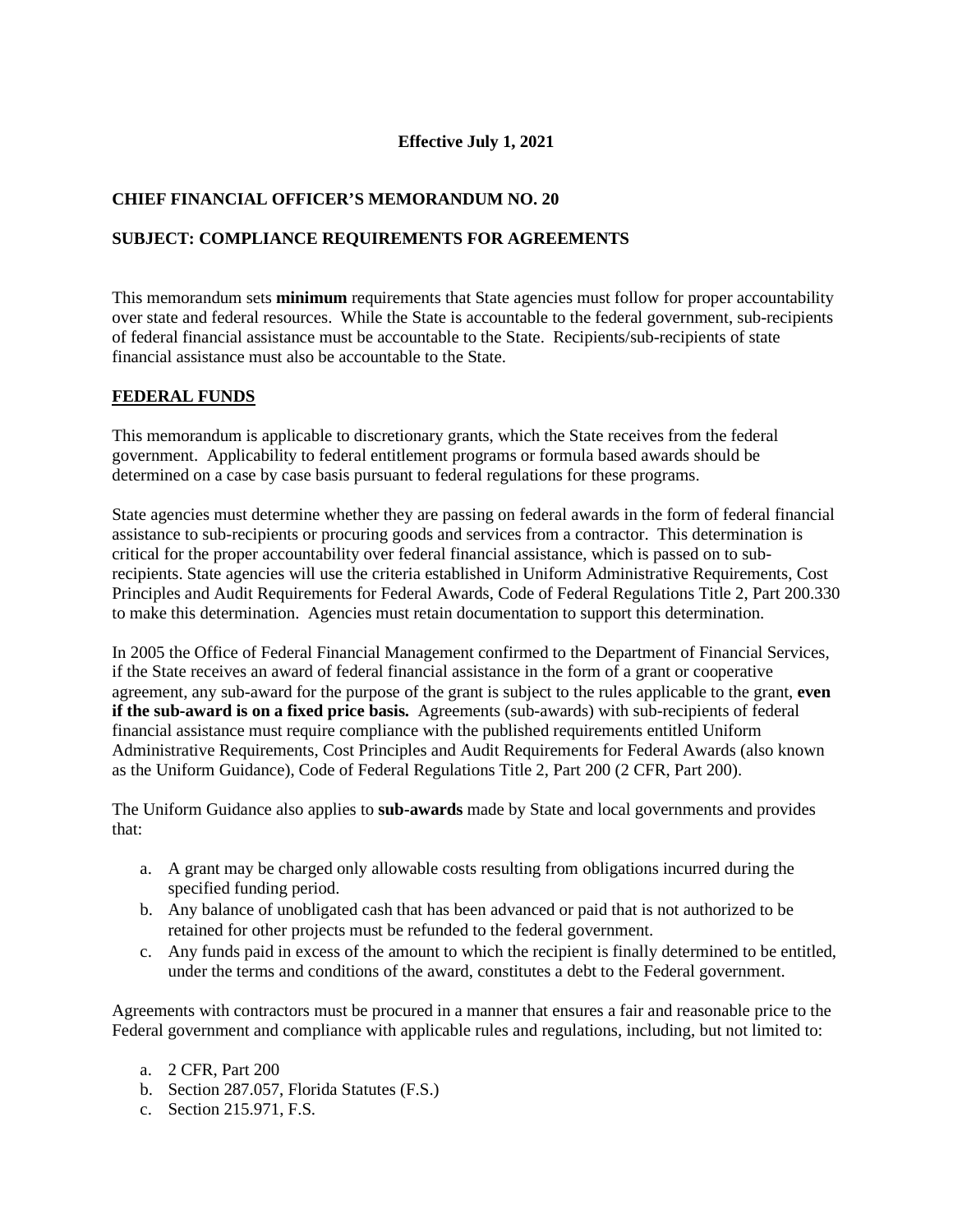**Effective July 1, 2021**

## CHIEF FINANCIAL OFFICER'S MEMORANDUM NO. 20

## SUBJECT: COMPLIANCE REQUIREMENTS FOR AGREEMENTS

This memorandum sets **minimum** requirements that State agencies must follow for proper accountability over state and federal resources. While the State is accountable to the federal government, sub-recipients of federal financial assistance must be accountable to the State. Recipients/sub-recipients of state financial assistance must also be accountable to the State.

### FEDERAL FUNDS

This memorandum is applicable to discretionary grants, which the State receives from the federal government. Applicability to federal entitlement programs or formula based awards should be determined on a case by case basis pursuant to federal regulations for these programs.

State agencies must determine whether they are passing on federal awards in the form of federal financial assistance to sub-recipients or procuring goods and services from a contractor. This determination is critical for the proper accountability over federal financial assistance, which is passed on to sub-recipients. State agencies will use the criteria established in Uniform Administrative Requirements, Cost Principles and Audit Requirements for Federal Awards, Code of Federal Regulations Title 2, Part 200.330 to make this determination. Agencies must retain documentation to support this determination.

In 2005 the Office of Federal Financial Management confirmed to the Department of Financial Services, if the State receives an award of federal financial assistance in the form of a grant or cooperative agreement, any sub-award for the purpose of the grant is subject to the rules applicable to the grant, **even if the sub-award is on a fixed price basis.** Agreements (sub-awards) with sub-recipients of federal financial assistance must require compliance with the published requirements entitled Uniform Administrative Requirements, Cost Principles and Audit Requirements for Federal Awards (also known as the Uniform Guidance), Code of Federal Regulations Title 2, Part 200 (2 CFR, Part 200).

The Uniform Guidance also applies to **sub-awards** made by State and local governments and provides that:

a. A grant may be charged only allowable costs resulting from obligations incurred during the specified funding period.
b. Any balance of unobligated cash that has been advanced or paid that is not authorized to be retained for other projects must be refunded to the federal government.
c. Any funds paid in excess of the amount to which the recipient is finally determined to be entitled, under the terms and conditions of the award, constitutes a debt to the Federal government.

Agreements with contractors must be procured in a manner that ensures a fair and reasonable price to the Federal government and compliance with applicable rules and regulations, including, but not limited to:

a. 2 CFR, Part 200
b. Section 287.057, Florida Statutes (F.S.)
c. Section 215.971, F.S.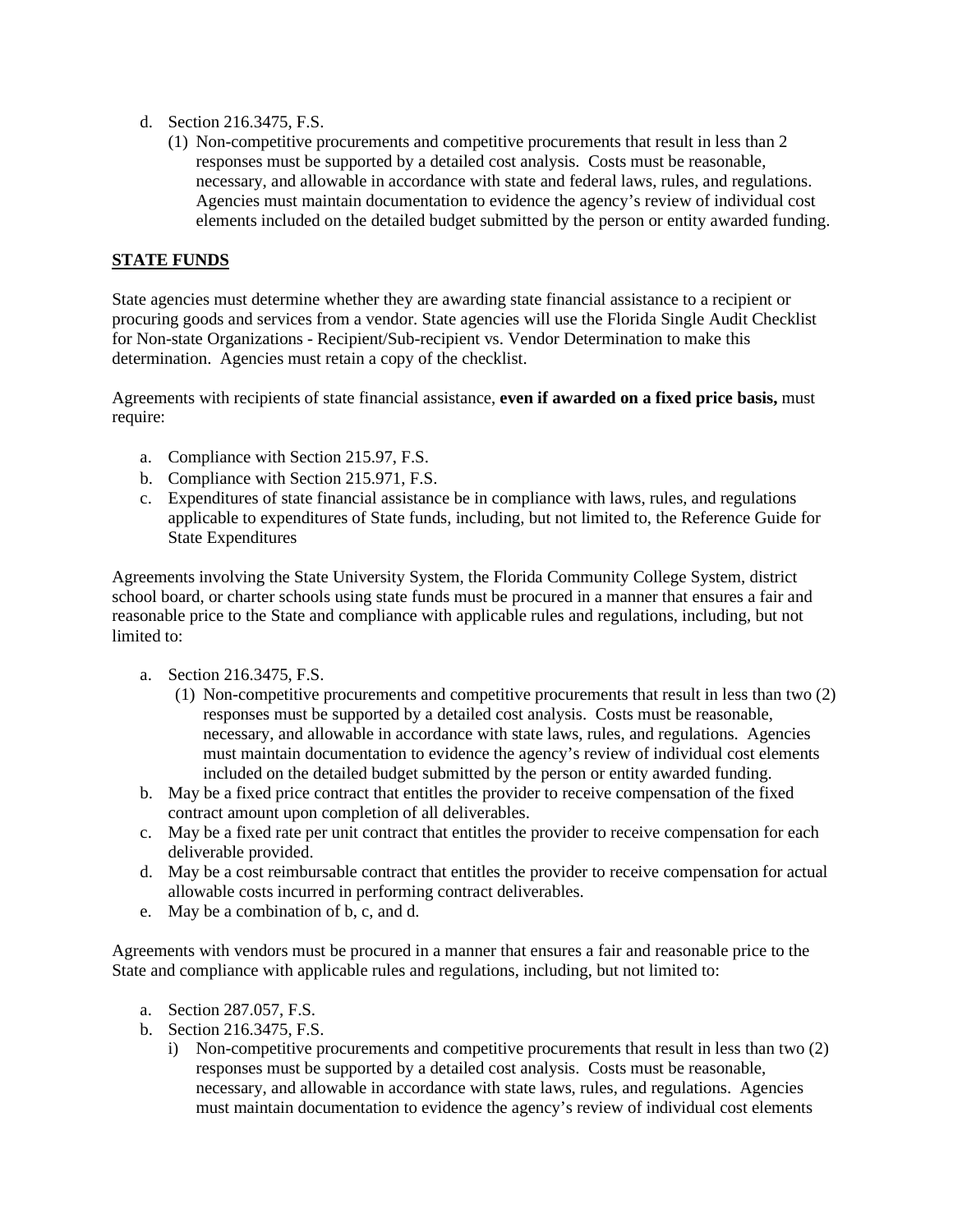d. Section 216.3475, F.S.
   (1) Non-competitive procurements and competitive procurements that result in less than 2 responses must be supported by a detailed cost analysis. Costs must be reasonable, necessary, and allowable in accordance with state and federal laws, rules, and regulations. Agencies must maintain documentation to evidence the agency's review of individual cost elements included on the detailed budget submitted by the person or entity awarded funding.

## STATE FUNDS

State agencies must determine whether they are awarding state financial assistance to a recipient or procuring goods and services from a vendor. State agencies will use the Florida Single Audit Checklist for Non-state Organizations - Recipient/Sub-recipient vs. Vendor Determination to make this determination. Agencies must retain a copy of the checklist.

Agreements with recipients of state financial assistance, **even if awarded on a fixed price basis,** must require:

a. Compliance with Section 215.97, F.S.
b. Compliance with Section 215.971, F.S.
c. Expenditures of state financial assistance be in compliance with laws, rules, and regulations applicable to expenditures of State funds, including, but not limited to, the Reference Guide for State Expenditures

Agreements involving the State University System, the Florida Community College System, district school board, or charter schools using state funds must be procured in a manner that ensures a fair and reasonable price to the State and compliance with applicable rules and regulations, including, but not limited to:

a. Section 216.3475, F.S.
   (1) Non-competitive procurements and competitive procurements that result in less than two (2) responses must be supported by a detailed cost analysis. Costs must be reasonable, necessary, and allowable in accordance with state laws, rules, and regulations. Agencies must maintain documentation to evidence the agency's review of individual cost elements included on the detailed budget submitted by the person or entity awarded funding.
b. May be a fixed price contract that entitles the provider to receive compensation of the fixed contract amount upon completion of all deliverables.
c. May be a fixed rate per unit contract that entitles the provider to receive compensation for each deliverable provided.
d. May be a cost reimbursable contract that entitles the provider to receive compensation for actual allowable costs incurred in performing contract deliverables.
e. May be a combination of b, c, and d.

Agreements with vendors must be procured in a manner that ensures a fair and reasonable price to the State and compliance with applicable rules and regulations, including, but not limited to:

a. Section 287.057, F.S.
b. Section 216.3475, F.S.
   i) Non-competitive procurements and competitive procurements that result in less than two (2) responses must be supported by a detailed cost analysis. Costs must be reasonable, necessary, and allowable in accordance with state laws, rules, and regulations. Agencies must maintain documentation to evidence the agency's review of individual cost elements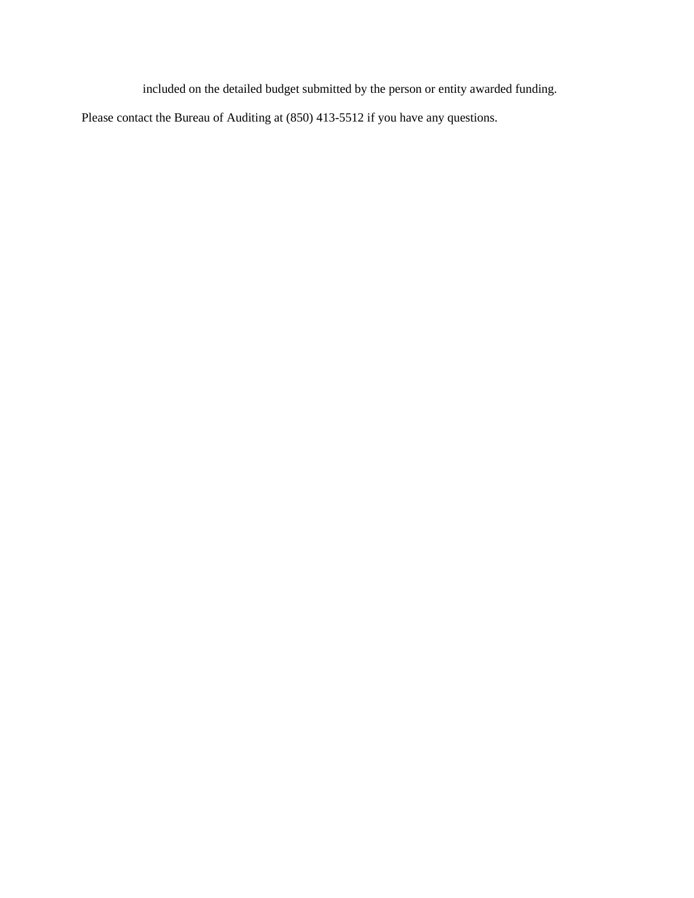included on the detailed budget submitted by the person or entity awarded funding.

Please contact the Bureau of Auditing at (850) 413-5512 if you have any questions.